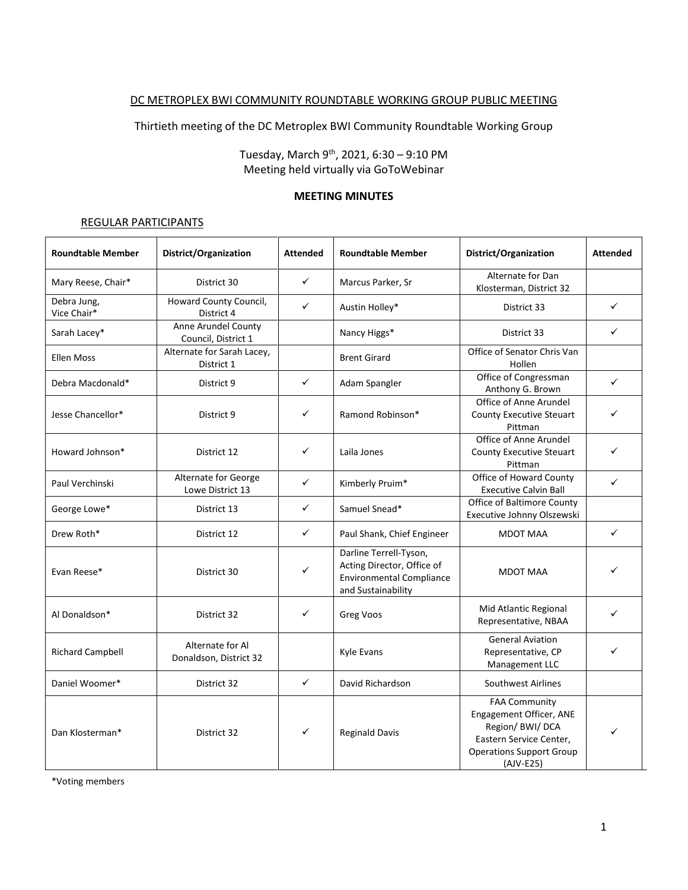# DC METROPLEX BWI COMMUNITY ROUNDTABLE WORKING GROUP PUBLIC MEETING

Thirtieth meeting of the DC Metroplex BWI Community Roundtable Working Group

Tuesday, March 9th, 2021, 6:30 – 9:10 PM
Meeting held virtually via GoToWebinar

## MEETING MINUTES

### REGULAR PARTICIPANTS

| Roundtable Member | District/Organization | Attended | Roundtable Member | District/Organization | Attended |
|---|---|---|---|---|---|
| Mary Reese, Chair* | District 30 | ✓ | Marcus Parker, Sr | Alternate for Dan Klosterman, District 32 | |
| Debra Jung, Vice Chair* | Howard County Council, District 4 | ✓ | Austin Holley* | District 33 | ✓ |
| Sarah Lacey* | Anne Arundel County Council, District 1 | | Nancy Higgs* | District 33 | ✓ |
| Ellen Moss | Alternate for Sarah Lacey, District 1 | | Brent Girard | Office of Senator Chris Van Hollen | |
| Debra Macdonald* | District 9 | ✓ | Adam Spangler | Office of Congressman Anthony G. Brown | ✓ |
| Jesse Chancellor* | District 9 | ✓ | Ramond Robinson* | Office of Anne Arundel County Executive Steuart Pittman | ✓ |
| Howard Johnson* | District 12 | ✓ | Laila Jones | Office of Anne Arundel County Executive Steuart Pittman | ✓ |
| Paul Verchinski | Alternate for George Lowe District 13 | ✓ | Kimberly Pruim* | Office of Howard County Executive Calvin Ball | ✓ |
| George Lowe* | District 13 | ✓ | Samuel Snead* | Office of Baltimore County Executive Johnny Olszewski | |
| Drew Roth* | District 12 | ✓ | Paul Shank, Chief Engineer | MDOT MAA | ✓ |
| Evan Reese* | District 30 | ✓ | Darline Terrell-Tyson, Acting Director, Office of Environmental Compliance and Sustainability | MDOT MAA | ✓ |
| Al Donaldson* | District 32 | ✓ | Greg Voos | Mid Atlantic Regional Representative, NBAA | ✓ |
| Richard Campbell | Alternate for Al Donaldson, District 32 | | Kyle Evans | General Aviation Representative, CP Management LLC | ✓ |
| Daniel Woomer* | District 32 | ✓ | David Richardson | Southwest Airlines | |
| Dan Klosterman* | District 32 | ✓ | Reginald Davis | FAA Community Engagement Officer, ANE Region/ BWI/ DCA Eastern Service Center, Operations Support Group (AJV-E25) | ✓ |

*Voting members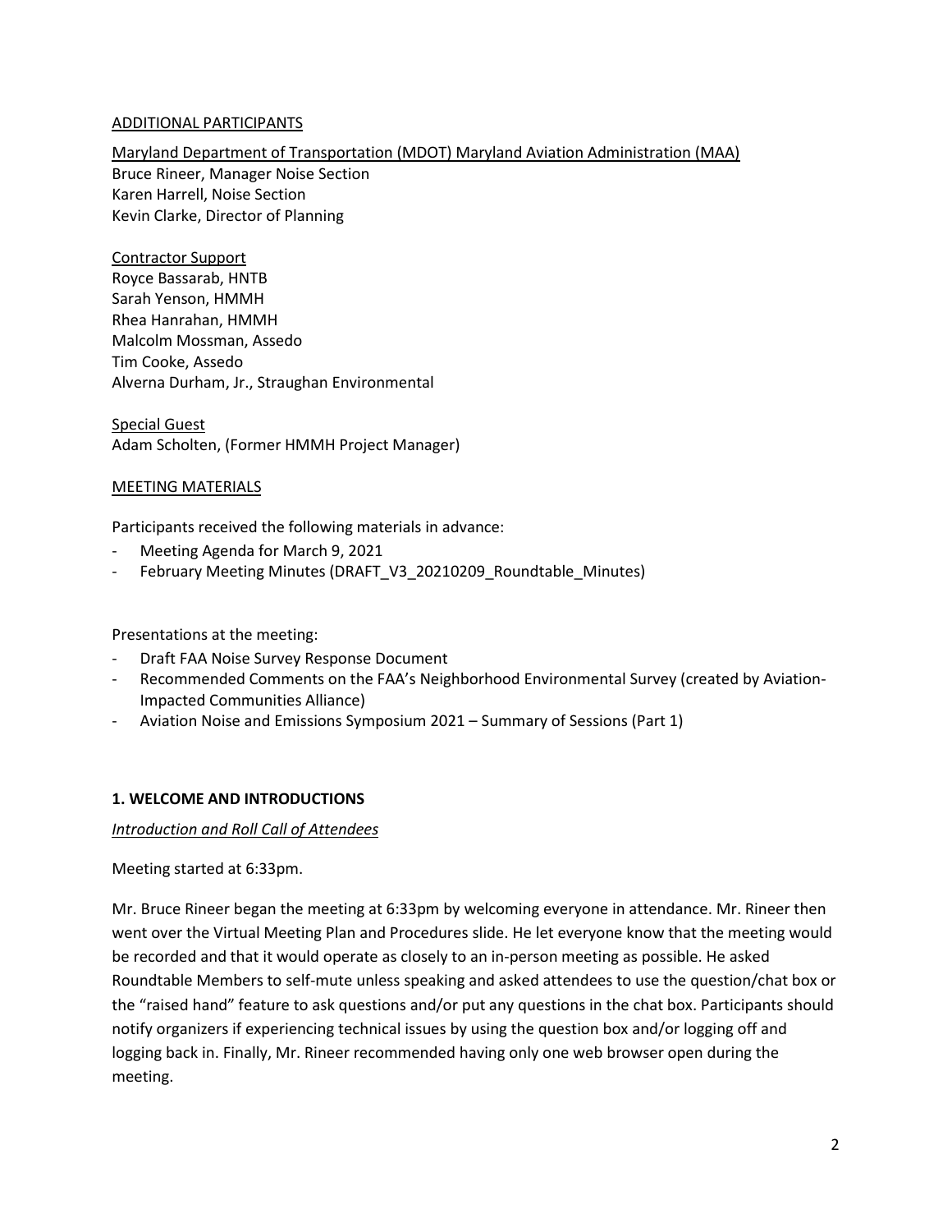ADDITIONAL PARTICIPANTS

Maryland Department of Transportation (MDOT) Maryland Aviation Administration (MAA)
Bruce Rineer, Manager Noise Section
Karen Harrell, Noise Section
Kevin Clarke, Director of Planning

Contractor Support
Royce Bassarab, HNTB
Sarah Yenson, HMMH
Rhea Hanrahan, HMMH
Malcolm Mossman, Assedo
Tim Cooke, Assedo
Alverna Durham, Jr., Straughan Environmental

Special Guest
Adam Scholten, (Former HMMH Project Manager)

MEETING MATERIALS

Participants received the following materials in advance:

- Meeting Agenda for March 9, 2021
- February Meeting Minutes (DRAFT_V3_20210209_Roundtable_Minutes)

Presentations at the meeting:

- Draft FAA Noise Survey Response Document
- Recommended Comments on the FAA's Neighborhood Environmental Survey (created by Aviation-Impacted Communities Alliance)
- Aviation Noise and Emissions Symposium 2021 – Summary of Sessions (Part 1)

**1. WELCOME AND INTRODUCTIONS**

*Introduction and Roll Call of Attendees*

Meeting started at 6:33pm.

Mr. Bruce Rineer began the meeting at 6:33pm by welcoming everyone in attendance. Mr. Rineer then went over the Virtual Meeting Plan and Procedures slide. He let everyone know that the meeting would be recorded and that it would operate as closely to an in-person meeting as possible. He asked Roundtable Members to self-mute unless speaking and asked attendees to use the question/chat box or the "raised hand" feature to ask questions and/or put any questions in the chat box. Participants should notify organizers if experiencing technical issues by using the question box and/or logging off and logging back in. Finally, Mr. Rineer recommended having only one web browser open during the meeting.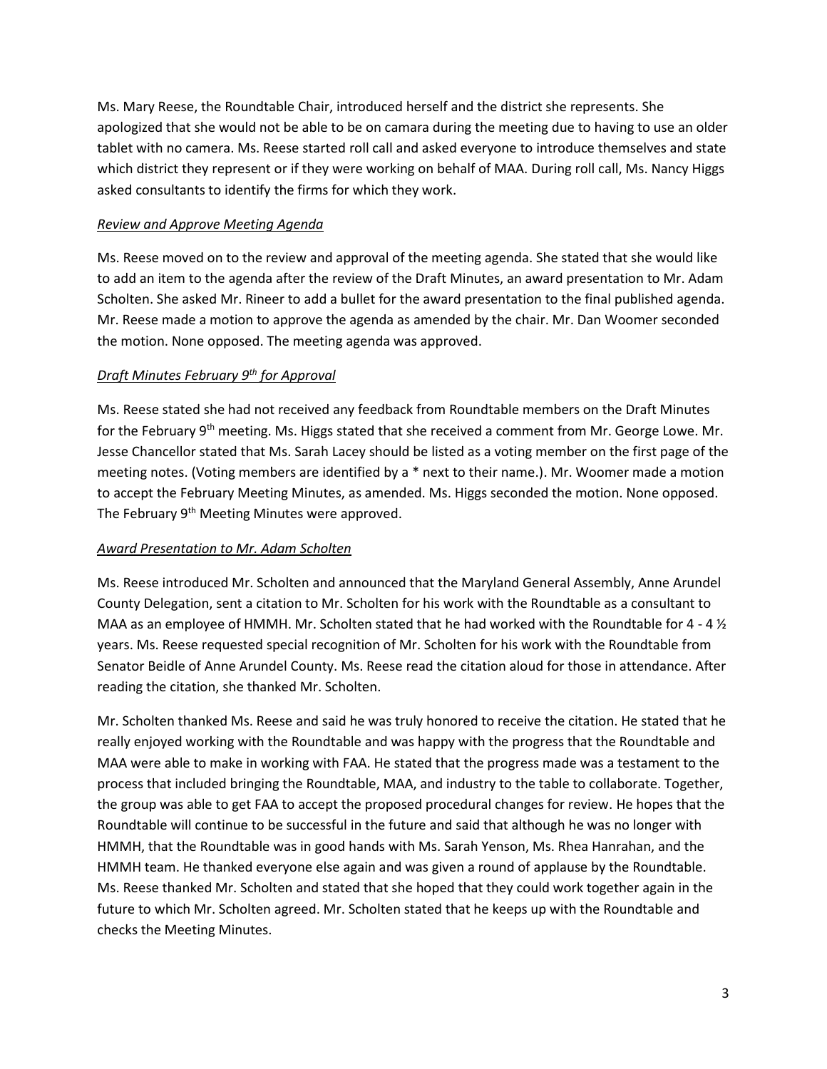Ms. Mary Reese, the Roundtable Chair, introduced herself and the district she represents. She apologized that she would not be able to be on camara during the meeting due to having to use an older tablet with no camera. Ms. Reese started roll call and asked everyone to introduce themselves and state which district they represent or if they were working on behalf of MAA. During roll call, Ms. Nancy Higgs asked consultants to identify the firms for which they work.

*Review and Approve Meeting Agenda*

Ms. Reese moved on to the review and approval of the meeting agenda. She stated that she would like to add an item to the agenda after the review of the Draft Minutes, an award presentation to Mr. Adam Scholten. She asked Mr. Rineer to add a bullet for the award presentation to the final published agenda. Mr. Reese made a motion to approve the agenda as amended by the chair. Mr. Dan Woomer seconded the motion. None opposed. The meeting agenda was approved.

*Draft Minutes February 9th for Approval*

Ms. Reese stated she had not received any feedback from Roundtable members on the Draft Minutes for the February 9th meeting. Ms. Higgs stated that she received a comment from Mr. George Lowe. Mr. Jesse Chancellor stated that Ms. Sarah Lacey should be listed as a voting member on the first page of the meeting notes. (Voting members are identified by a * next to their name.). Mr. Woomer made a motion to accept the February Meeting Minutes, as amended. Ms. Higgs seconded the motion. None opposed. The February 9th Meeting Minutes were approved.

*Award Presentation to Mr. Adam Scholten*

Ms. Reese introduced Mr. Scholten and announced that the Maryland General Assembly, Anne Arundel County Delegation, sent a citation to Mr. Scholten for his work with the Roundtable as a consultant to MAA as an employee of HMMH. Mr. Scholten stated that he had worked with the Roundtable for 4 - 4 ½ years. Ms. Reese requested special recognition of Mr. Scholten for his work with the Roundtable from Senator Beidle of Anne Arundel County. Ms. Reese read the citation aloud for those in attendance. After reading the citation, she thanked Mr. Scholten.

Mr. Scholten thanked Ms. Reese and said he was truly honored to receive the citation. He stated that he really enjoyed working with the Roundtable and was happy with the progress that the Roundtable and MAA were able to make in working with FAA. He stated that the progress made was a testament to the process that included bringing the Roundtable, MAA, and industry to the table to collaborate. Together, the group was able to get FAA to accept the proposed procedural changes for review. He hopes that the Roundtable will continue to be successful in the future and said that although he was no longer with HMMH, that the Roundtable was in good hands with Ms. Sarah Yenson, Ms. Rhea Hanrahan, and the HMMH team. He thanked everyone else again and was given a round of applause by the Roundtable. Ms. Reese thanked Mr. Scholten and stated that she hoped that they could work together again in the future to which Mr. Scholten agreed. Mr. Scholten stated that he keeps up with the Roundtable and checks the Meeting Minutes.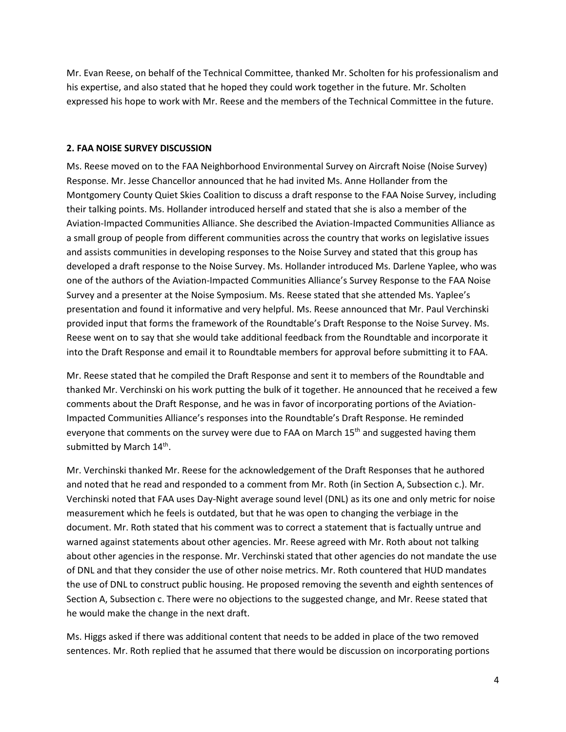Mr. Evan Reese, on behalf of the Technical Committee, thanked Mr. Scholten for his professionalism and his expertise, and also stated that he hoped they could work together in the future. Mr. Scholten expressed his hope to work with Mr. Reese and the members of the Technical Committee in the future.

**2. FAA NOISE SURVEY DISCUSSION**

Ms. Reese moved on to the FAA Neighborhood Environmental Survey on Aircraft Noise (Noise Survey) Response. Mr. Jesse Chancellor announced that he had invited Ms. Anne Hollander from the Montgomery County Quiet Skies Coalition to discuss a draft response to the FAA Noise Survey, including their talking points. Ms. Hollander introduced herself and stated that she is also a member of the Aviation-Impacted Communities Alliance. She described the Aviation-Impacted Communities Alliance as a small group of people from different communities across the country that works on legislative issues and assists communities in developing responses to the Noise Survey and stated that this group has developed a draft response to the Noise Survey. Ms. Hollander introduced Ms. Darlene Yaplee, who was one of the authors of the Aviation-Impacted Communities Alliance's Survey Response to the FAA Noise Survey and a presenter at the Noise Symposium. Ms. Reese stated that she attended Ms. Yaplee's presentation and found it informative and very helpful. Ms. Reese announced that Mr. Paul Verchinski provided input that forms the framework of the Roundtable's Draft Response to the Noise Survey. Ms. Reese went on to say that she would take additional feedback from the Roundtable and incorporate it into the Draft Response and email it to Roundtable members for approval before submitting it to FAA.

Mr. Reese stated that he compiled the Draft Response and sent it to members of the Roundtable and thanked Mr. Verchinski on his work putting the bulk of it together. He announced that he received a few comments about the Draft Response, and he was in favor of incorporating portions of the Aviation-Impacted Communities Alliance's responses into the Roundtable's Draft Response. He reminded everyone that comments on the survey were due to FAA on March 15th and suggested having them submitted by March 14th.

Mr. Verchinski thanked Mr. Reese for the acknowledgement of the Draft Responses that he authored and noted that he read and responded to a comment from Mr. Roth (in Section A, Subsection c.). Mr. Verchinski noted that FAA uses Day-Night average sound level (DNL) as its one and only metric for noise measurement which he feels is outdated, but that he was open to changing the verbiage in the document. Mr. Roth stated that his comment was to correct a statement that is factually untrue and warned against statements about other agencies. Mr. Reese agreed with Mr. Roth about not talking about other agencies in the response. Mr. Verchinski stated that other agencies do not mandate the use of DNL and that they consider the use of other noise metrics. Mr. Roth countered that HUD mandates the use of DNL to construct public housing. He proposed removing the seventh and eighth sentences of Section A, Subsection c. There were no objections to the suggested change, and Mr. Reese stated that he would make the change in the next draft.

Ms. Higgs asked if there was additional content that needs to be added in place of the two removed sentences. Mr. Roth replied that he assumed that there would be discussion on incorporating portions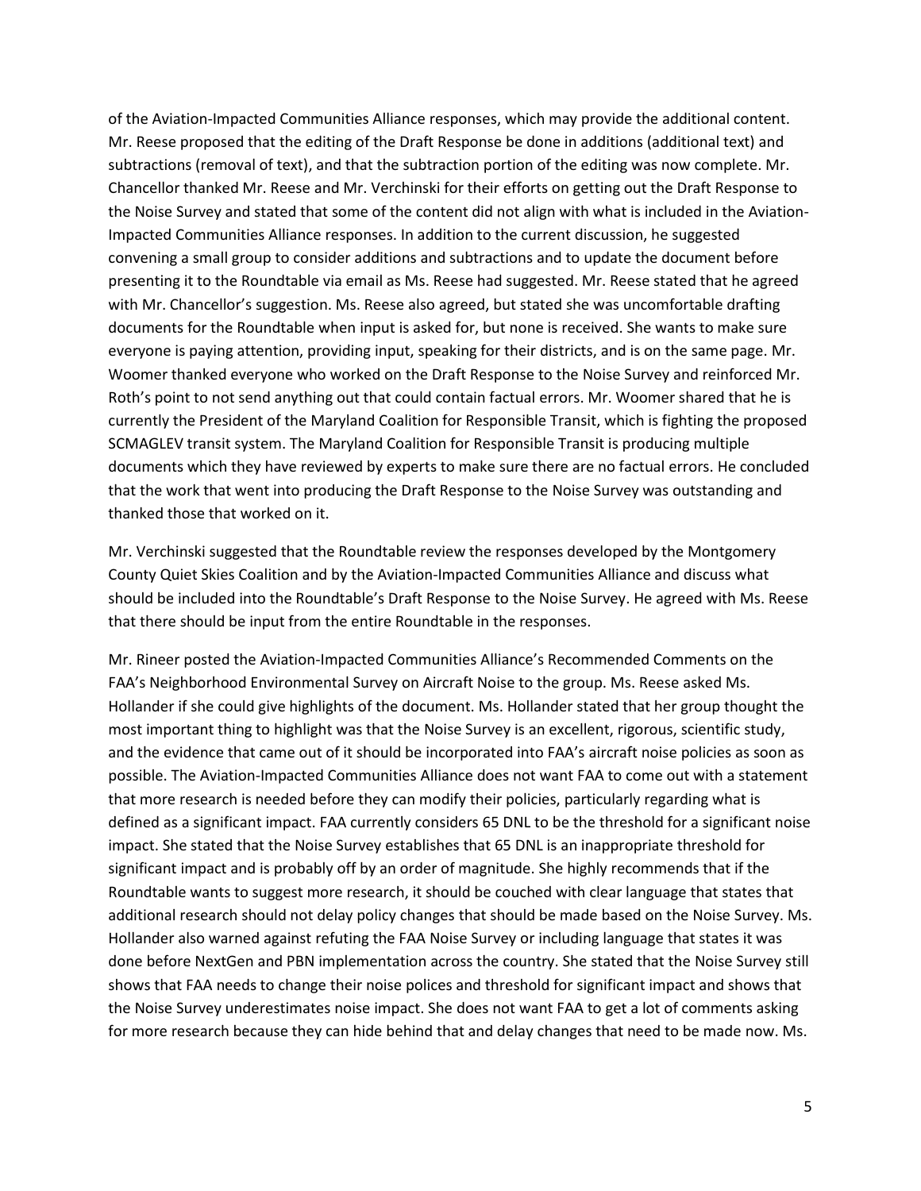of the Aviation-Impacted Communities Alliance responses, which may provide the additional content. Mr. Reese proposed that the editing of the Draft Response be done in additions (additional text) and subtractions (removal of text), and that the subtraction portion of the editing was now complete. Mr. Chancellor thanked Mr. Reese and Mr. Verchinski for their efforts on getting out the Draft Response to the Noise Survey and stated that some of the content did not align with what is included in the Aviation-Impacted Communities Alliance responses. In addition to the current discussion, he suggested convening a small group to consider additions and subtractions and to update the document before presenting it to the Roundtable via email as Ms. Reese had suggested. Mr. Reese stated that he agreed with Mr. Chancellor's suggestion. Ms. Reese also agreed, but stated she was uncomfortable drafting documents for the Roundtable when input is asked for, but none is received. She wants to make sure everyone is paying attention, providing input, speaking for their districts, and is on the same page. Mr. Woomer thanked everyone who worked on the Draft Response to the Noise Survey and reinforced Mr. Roth's point to not send anything out that could contain factual errors. Mr. Woomer shared that he is currently the President of the Maryland Coalition for Responsible Transit, which is fighting the proposed SCMAGLEV transit system. The Maryland Coalition for Responsible Transit is producing multiple documents which they have reviewed by experts to make sure there are no factual errors. He concluded that the work that went into producing the Draft Response to the Noise Survey was outstanding and thanked those that worked on it.

Mr. Verchinski suggested that the Roundtable review the responses developed by the Montgomery County Quiet Skies Coalition and by the Aviation-Impacted Communities Alliance and discuss what should be included into the Roundtable's Draft Response to the Noise Survey. He agreed with Ms. Reese that there should be input from the entire Roundtable in the responses.

Mr. Rineer posted the Aviation-Impacted Communities Alliance's Recommended Comments on the FAA's Neighborhood Environmental Survey on Aircraft Noise to the group. Ms. Reese asked Ms. Hollander if she could give highlights of the document. Ms. Hollander stated that her group thought the most important thing to highlight was that the Noise Survey is an excellent, rigorous, scientific study, and the evidence that came out of it should be incorporated into FAA's aircraft noise policies as soon as possible. The Aviation-Impacted Communities Alliance does not want FAA to come out with a statement that more research is needed before they can modify their policies, particularly regarding what is defined as a significant impact. FAA currently considers 65 DNL to be the threshold for a significant noise impact. She stated that the Noise Survey establishes that 65 DNL is an inappropriate threshold for significant impact and is probably off by an order of magnitude. She highly recommends that if the Roundtable wants to suggest more research, it should be couched with clear language that states that additional research should not delay policy changes that should be made based on the Noise Survey. Ms. Hollander also warned against refuting the FAA Noise Survey or including language that states it was done before NextGen and PBN implementation across the country. She stated that the Noise Survey still shows that FAA needs to change their noise polices and threshold for significant impact and shows that the Noise Survey underestimates noise impact. She does not want FAA to get a lot of comments asking for more research because they can hide behind that and delay changes that need to be made now. Ms.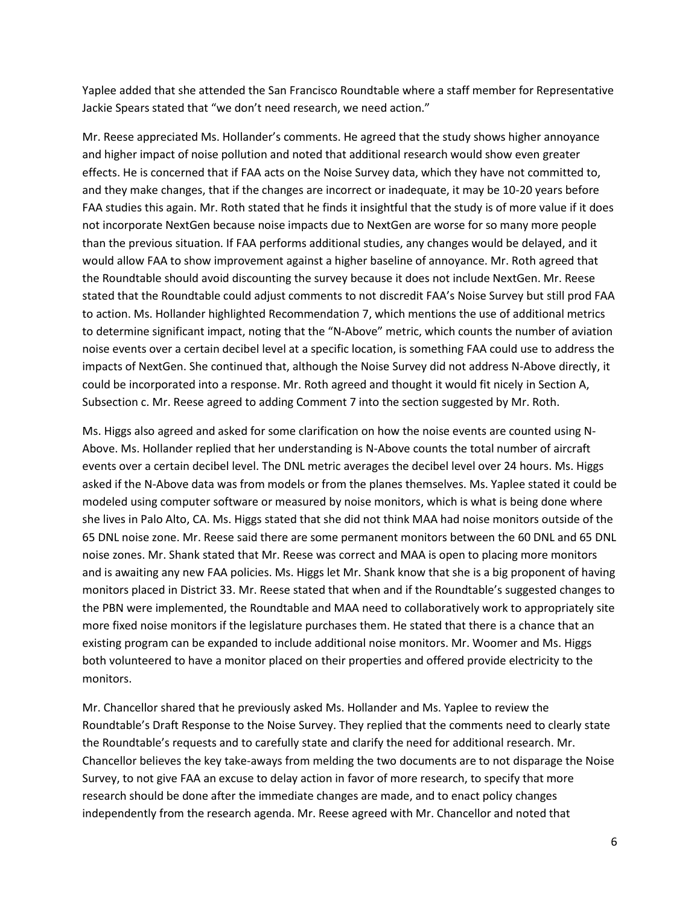Yaplee added that she attended the San Francisco Roundtable where a staff member for Representative Jackie Spears stated that "we don't need research, we need action."

Mr. Reese appreciated Ms. Hollander's comments. He agreed that the study shows higher annoyance and higher impact of noise pollution and noted that additional research would show even greater effects. He is concerned that if FAA acts on the Noise Survey data, which they have not committed to, and they make changes, that if the changes are incorrect or inadequate, it may be 10-20 years before FAA studies this again. Mr. Roth stated that he finds it insightful that the study is of more value if it does not incorporate NextGen because noise impacts due to NextGen are worse for so many more people than the previous situation. If FAA performs additional studies, any changes would be delayed, and it would allow FAA to show improvement against a higher baseline of annoyance. Mr. Roth agreed that the Roundtable should avoid discounting the survey because it does not include NextGen. Mr. Reese stated that the Roundtable could adjust comments to not discredit FAA's Noise Survey but still prod FAA to action. Ms. Hollander highlighted Recommendation 7, which mentions the use of additional metrics to determine significant impact, noting that the "N-Above" metric, which counts the number of aviation noise events over a certain decibel level at a specific location, is something FAA could use to address the impacts of NextGen. She continued that, although the Noise Survey did not address N-Above directly, it could be incorporated into a response. Mr. Roth agreed and thought it would fit nicely in Section A, Subsection c. Mr. Reese agreed to adding Comment 7 into the section suggested by Mr. Roth.

Ms. Higgs also agreed and asked for some clarification on how the noise events are counted using N-Above. Ms. Hollander replied that her understanding is N-Above counts the total number of aircraft events over a certain decibel level. The DNL metric averages the decibel level over 24 hours. Ms. Higgs asked if the N-Above data was from models or from the planes themselves. Ms. Yaplee stated it could be modeled using computer software or measured by noise monitors, which is what is being done where she lives in Palo Alto, CA. Ms. Higgs stated that she did not think MAA had noise monitors outside of the 65 DNL noise zone. Mr. Reese said there are some permanent monitors between the 60 DNL and 65 DNL noise zones. Mr. Shank stated that Mr. Reese was correct and MAA is open to placing more monitors and is awaiting any new FAA policies. Ms. Higgs let Mr. Shank know that she is a big proponent of having monitors placed in District 33. Mr. Reese stated that when and if the Roundtable's suggested changes to the PBN were implemented, the Roundtable and MAA need to collaboratively work to appropriately site more fixed noise monitors if the legislature purchases them. He stated that there is a chance that an existing program can be expanded to include additional noise monitors. Mr. Woomer and Ms. Higgs both volunteered to have a monitor placed on their properties and offered provide electricity to the monitors.

Mr. Chancellor shared that he previously asked Ms. Hollander and Ms. Yaplee to review the Roundtable's Draft Response to the Noise Survey. They replied that the comments need to clearly state the Roundtable's requests and to carefully state and clarify the need for additional research. Mr. Chancellor believes the key take-aways from melding the two documents are to not disparage the Noise Survey, to not give FAA an excuse to delay action in favor of more research, to specify that more research should be done after the immediate changes are made, and to enact policy changes independently from the research agenda. Mr. Reese agreed with Mr. Chancellor and noted that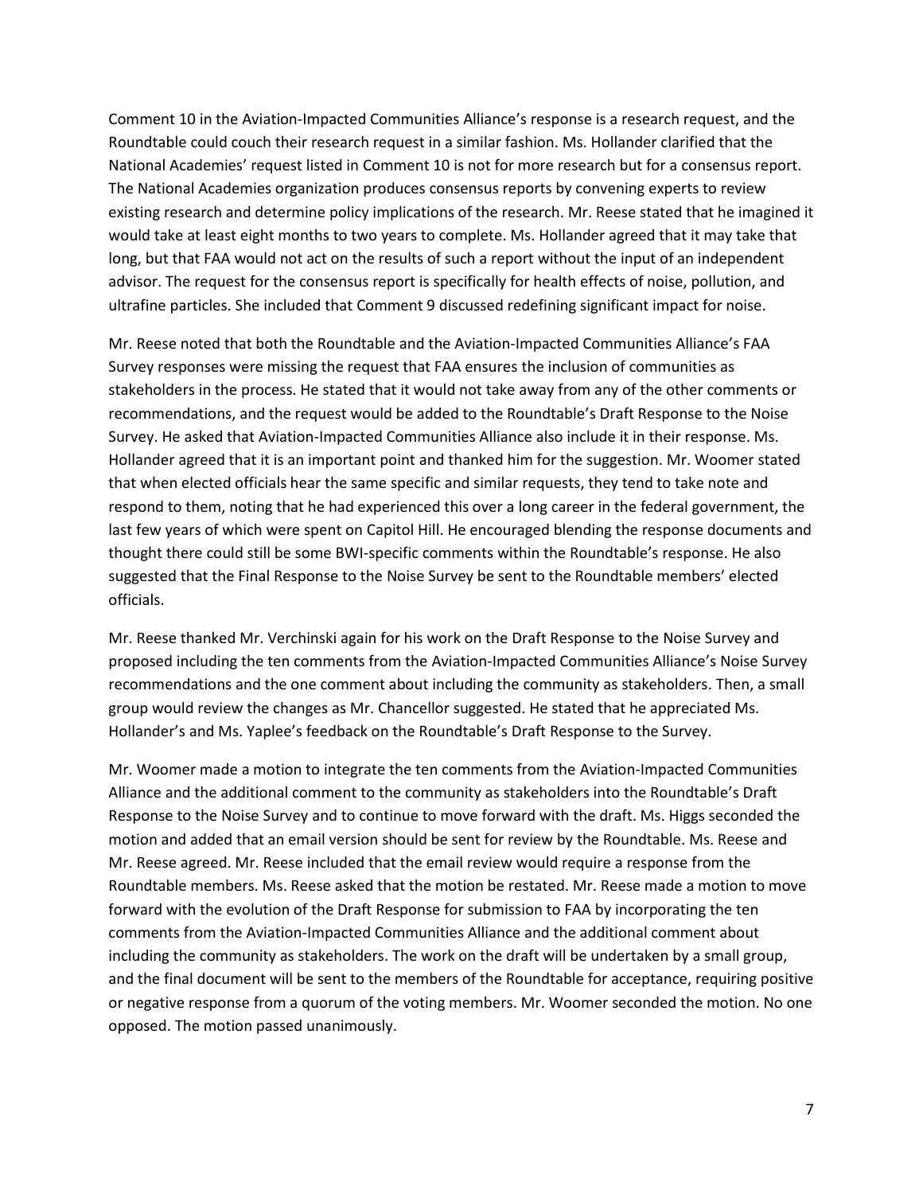Comment 10 in the Aviation-Impacted Communities Alliance's response is a research request, and the Roundtable could couch their research request in a similar fashion. Ms. Hollander clarified that the National Academies' request listed in Comment 10 is not for more research but for a consensus report. The National Academies organization produces consensus reports by convening experts to review existing research and determine policy implications of the research. Mr. Reese stated that he imagined it would take at least eight months to two years to complete. Ms. Hollander agreed that it may take that long, but that FAA would not act on the results of such a report without the input of an independent advisor. The request for the consensus report is specifically for health effects of noise, pollution, and ultrafine particles. She included that Comment 9 discussed redefining significant impact for noise.

Mr. Reese noted that both the Roundtable and the Aviation-Impacted Communities Alliance's FAA Survey responses were missing the request that FAA ensures the inclusion of communities as stakeholders in the process. He stated that it would not take away from any of the other comments or recommendations, and the request would be added to the Roundtable's Draft Response to the Noise Survey. He asked that Aviation-Impacted Communities Alliance also include it in their response. Ms. Hollander agreed that it is an important point and thanked him for the suggestion. Mr. Woomer stated that when elected officials hear the same specific and similar requests, they tend to take note and respond to them, noting that he had experienced this over a long career in the federal government, the last few years of which were spent on Capitol Hill. He encouraged blending the response documents and thought there could still be some BWI-specific comments within the Roundtable's response. He also suggested that the Final Response to the Noise Survey be sent to the Roundtable members' elected officials.

Mr. Reese thanked Mr. Verchinski again for his work on the Draft Response to the Noise Survey and proposed including the ten comments from the Aviation-Impacted Communities Alliance's Noise Survey recommendations and the one comment about including the community as stakeholders. Then, a small group would review the changes as Mr. Chancellor suggested. He stated that he appreciated Ms. Hollander's and Ms. Yaplee's feedback on the Roundtable's Draft Response to the Survey.

Mr. Woomer made a motion to integrate the ten comments from the Aviation-Impacted Communities Alliance and the additional comment to the community as stakeholders into the Roundtable's Draft Response to the Noise Survey and to continue to move forward with the draft. Ms. Higgs seconded the motion and added that an email version should be sent for review by the Roundtable. Ms. Reese and Mr. Reese agreed. Mr. Reese included that the email review would require a response from the Roundtable members. Ms. Reese asked that the motion be restated. Mr. Reese made a motion to move forward with the evolution of the Draft Response for submission to FAA by incorporating the ten comments from the Aviation-Impacted Communities Alliance and the additional comment about including the community as stakeholders. The work on the draft will be undertaken by a small group, and the final document will be sent to the members of the Roundtable for acceptance, requiring positive or negative response from a quorum of the voting members. Mr. Woomer seconded the motion. No one opposed. The motion passed unanimously.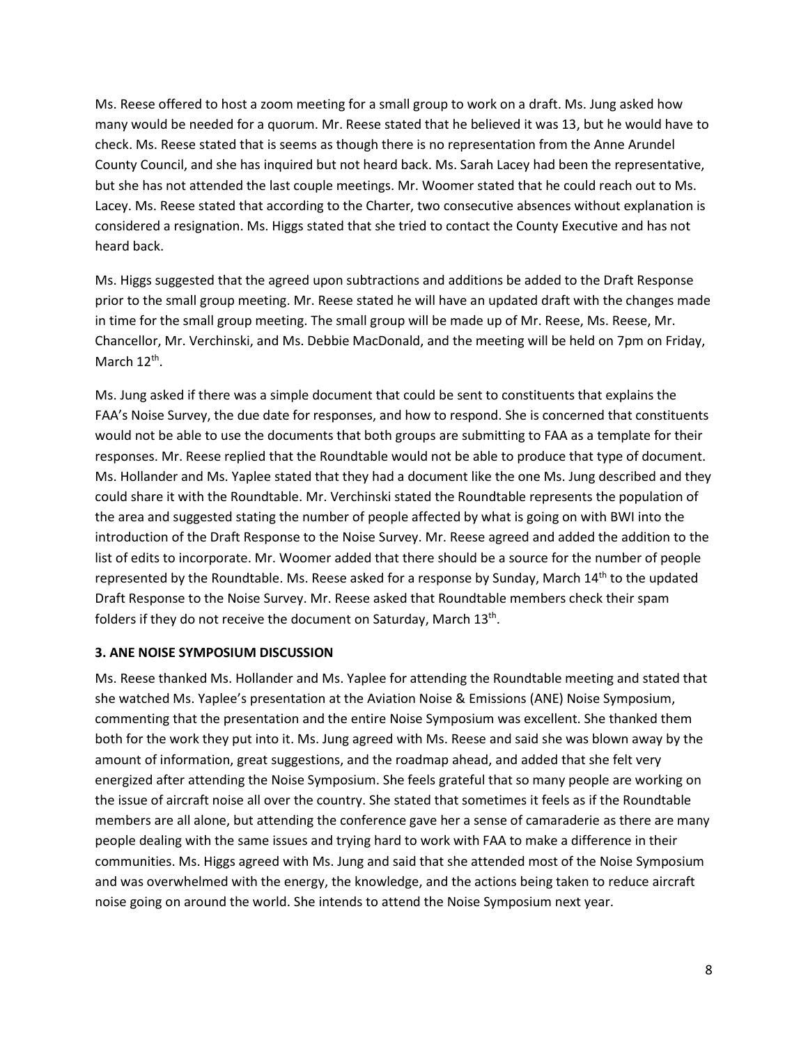Ms. Reese offered to host a zoom meeting for a small group to work on a draft. Ms. Jung asked how many would be needed for a quorum. Mr. Reese stated that he believed it was 13, but he would have to check. Ms. Reese stated that is seems as though there is no representation from the Anne Arundel County Council, and she has inquired but not heard back. Ms. Sarah Lacey had been the representative, but she has not attended the last couple meetings. Mr. Woomer stated that he could reach out to Ms. Lacey. Ms. Reese stated that according to the Charter, two consecutive absences without explanation is considered a resignation. Ms. Higgs stated that she tried to contact the County Executive and has not heard back.

Ms. Higgs suggested that the agreed upon subtractions and additions be added to the Draft Response prior to the small group meeting. Mr. Reese stated he will have an updated draft with the changes made in time for the small group meeting. The small group will be made up of Mr. Reese, Ms. Reese, Mr. Chancellor, Mr. Verchinski, and Ms. Debbie MacDonald, and the meeting will be held on 7pm on Friday, March 12th.

Ms. Jung asked if there was a simple document that could be sent to constituents that explains the FAA's Noise Survey, the due date for responses, and how to respond. She is concerned that constituents would not be able to use the documents that both groups are submitting to FAA as a template for their responses. Mr. Reese replied that the Roundtable would not be able to produce that type of document. Ms. Hollander and Ms. Yaplee stated that they had a document like the one Ms. Jung described and they could share it with the Roundtable. Mr. Verchinski stated the Roundtable represents the population of the area and suggested stating the number of people affected by what is going on with BWI into the introduction of the Draft Response to the Noise Survey. Mr. Reese agreed and added the addition to the list of edits to incorporate. Mr. Woomer added that there should be a source for the number of people represented by the Roundtable. Ms. Reese asked for a response by Sunday, March 14th to the updated Draft Response to the Noise Survey. Mr. Reese asked that Roundtable members check their spam folders if they do not receive the document on Saturday, March 13th.

**3. ANE NOISE SYMPOSIUM DISCUSSION**

Ms. Reese thanked Ms. Hollander and Ms. Yaplee for attending the Roundtable meeting and stated that she watched Ms. Yaplee's presentation at the Aviation Noise & Emissions (ANE) Noise Symposium, commenting that the presentation and the entire Noise Symposium was excellent. She thanked them both for the work they put into it. Ms. Jung agreed with Ms. Reese and said she was blown away by the amount of information, great suggestions, and the roadmap ahead, and added that she felt very energized after attending the Noise Symposium. She feels grateful that so many people are working on the issue of aircraft noise all over the country. She stated that sometimes it feels as if the Roundtable members are all alone, but attending the conference gave her a sense of camaraderie as there are many people dealing with the same issues and trying hard to work with FAA to make a difference in their communities. Ms. Higgs agreed with Ms. Jung and said that she attended most of the Noise Symposium and was overwhelmed with the energy, the knowledge, and the actions being taken to reduce aircraft noise going on around the world. She intends to attend the Noise Symposium next year.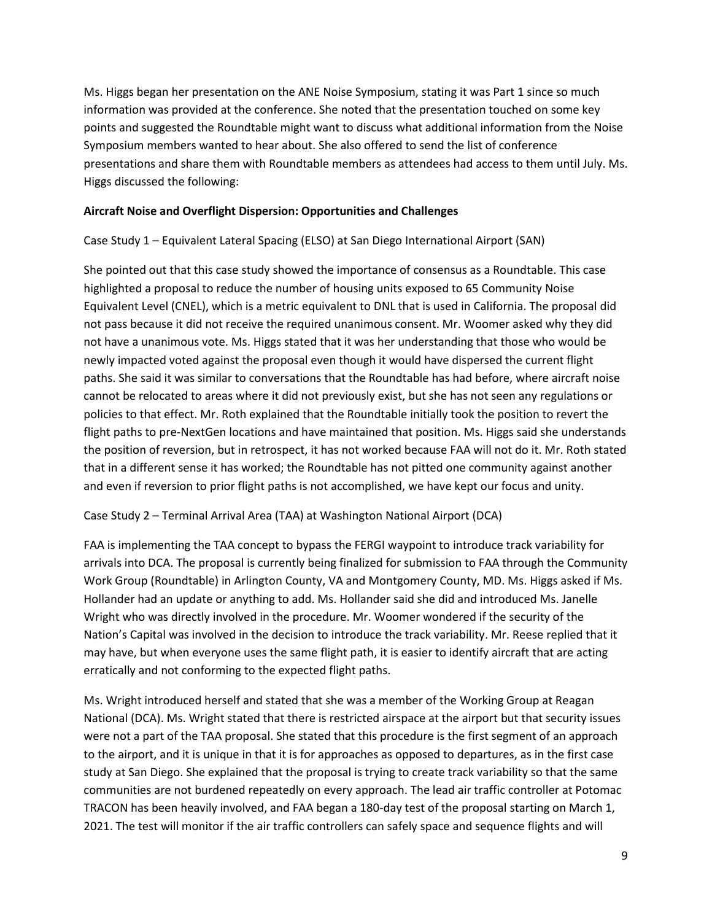Ms. Higgs began her presentation on the ANE Noise Symposium, stating it was Part 1 since so much information was provided at the conference. She noted that the presentation touched on some key points and suggested the Roundtable might want to discuss what additional information from the Noise Symposium members wanted to hear about. She also offered to send the list of conference presentations and share them with Roundtable members as attendees had access to them until July. Ms. Higgs discussed the following:

**Aircraft Noise and Overflight Dispersion: Opportunities and Challenges**

Case Study 1 – Equivalent Lateral Spacing (ELSO) at San Diego International Airport (SAN)

She pointed out that this case study showed the importance of consensus as a Roundtable. This case highlighted a proposal to reduce the number of housing units exposed to 65 Community Noise Equivalent Level (CNEL), which is a metric equivalent to DNL that is used in California. The proposal did not pass because it did not receive the required unanimous consent. Mr. Woomer asked why they did not have a unanimous vote. Ms. Higgs stated that it was her understanding that those who would be newly impacted voted against the proposal even though it would have dispersed the current flight paths. She said it was similar to conversations that the Roundtable has had before, where aircraft noise cannot be relocated to areas where it did not previously exist, but she has not seen any regulations or policies to that effect. Mr. Roth explained that the Roundtable initially took the position to revert the flight paths to pre-NextGen locations and have maintained that position. Ms. Higgs said she understands the position of reversion, but in retrospect, it has not worked because FAA will not do it. Mr. Roth stated that in a different sense it has worked; the Roundtable has not pitted one community against another and even if reversion to prior flight paths is not accomplished, we have kept our focus and unity.

Case Study 2 – Terminal Arrival Area (TAA) at Washington National Airport (DCA)

FAA is implementing the TAA concept to bypass the FERGI waypoint to introduce track variability for arrivals into DCA. The proposal is currently being finalized for submission to FAA through the Community Work Group (Roundtable) in Arlington County, VA and Montgomery County, MD. Ms. Higgs asked if Ms. Hollander had an update or anything to add. Ms. Hollander said she did and introduced Ms. Janelle Wright who was directly involved in the procedure. Mr. Woomer wondered if the security of the Nation's Capital was involved in the decision to introduce the track variability. Mr. Reese replied that it may have, but when everyone uses the same flight path, it is easier to identify aircraft that are acting erratically and not conforming to the expected flight paths.

Ms. Wright introduced herself and stated that she was a member of the Working Group at Reagan National (DCA). Ms. Wright stated that there is restricted airspace at the airport but that security issues were not a part of the TAA proposal. She stated that this procedure is the first segment of an approach to the airport, and it is unique in that it is for approaches as opposed to departures, as in the first case study at San Diego. She explained that the proposal is trying to create track variability so that the same communities are not burdened repeatedly on every approach. The lead air traffic controller at Potomac TRACON has been heavily involved, and FAA began a 180-day test of the proposal starting on March 1, 2021. The test will monitor if the air traffic controllers can safely space and sequence flights and will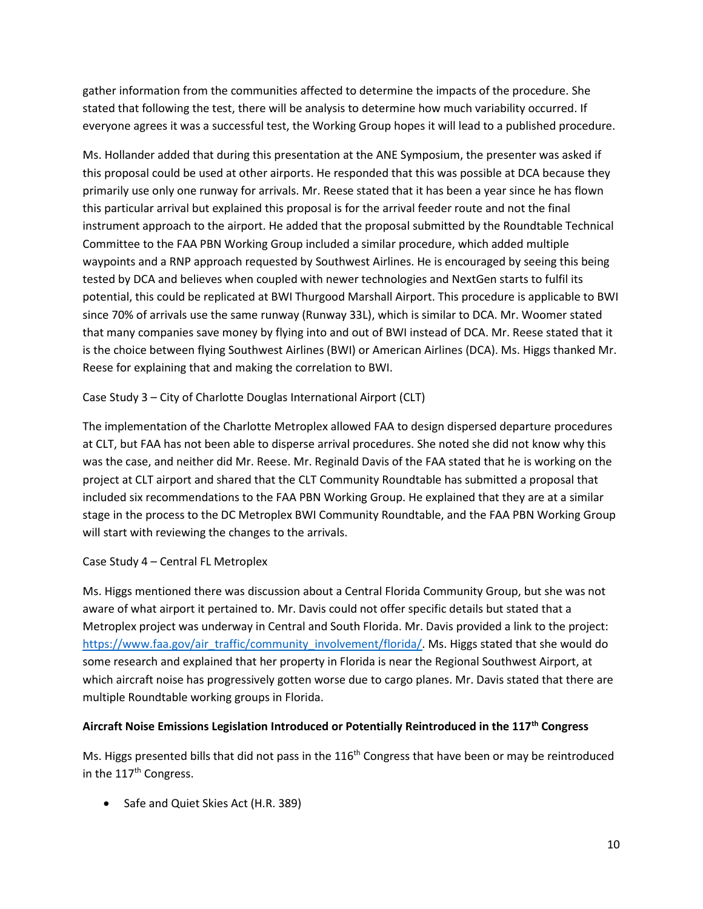gather information from the communities affected to determine the impacts of the procedure. She stated that following the test, there will be analysis to determine how much variability occurred. If everyone agrees it was a successful test, the Working Group hopes it will lead to a published procedure.

Ms. Hollander added that during this presentation at the ANE Symposium, the presenter was asked if this proposal could be used at other airports. He responded that this was possible at DCA because they primarily use only one runway for arrivals. Mr. Reese stated that it has been a year since he has flown this particular arrival but explained this proposal is for the arrival feeder route and not the final instrument approach to the airport. He added that the proposal submitted by the Roundtable Technical Committee to the FAA PBN Working Group included a similar procedure, which added multiple waypoints and a RNP approach requested by Southwest Airlines. He is encouraged by seeing this being tested by DCA and believes when coupled with newer technologies and NextGen starts to fulfil its potential, this could be replicated at BWI Thurgood Marshall Airport. This procedure is applicable to BWI since 70% of arrivals use the same runway (Runway 33L), which is similar to DCA. Mr. Woomer stated that many companies save money by flying into and out of BWI instead of DCA. Mr. Reese stated that it is the choice between flying Southwest Airlines (BWI) or American Airlines (DCA). Ms. Higgs thanked Mr. Reese for explaining that and making the correlation to BWI.

Case Study 3 – City of Charlotte Douglas International Airport (CLT)

The implementation of the Charlotte Metroplex allowed FAA to design dispersed departure procedures at CLT, but FAA has not been able to disperse arrival procedures. She noted she did not know why this was the case, and neither did Mr. Reese. Mr. Reginald Davis of the FAA stated that he is working on the project at CLT airport and shared that the CLT Community Roundtable has submitted a proposal that included six recommendations to the FAA PBN Working Group. He explained that they are at a similar stage in the process to the DC Metroplex BWI Community Roundtable, and the FAA PBN Working Group will start with reviewing the changes to the arrivals.

Case Study 4 – Central FL Metroplex

Ms. Higgs mentioned there was discussion about a Central Florida Community Group, but she was not aware of what airport it pertained to. Mr. Davis could not offer specific details but stated that a Metroplex project was underway in Central and South Florida. Mr. Davis provided a link to the project: [https://www.faa.gov/air_traffic/community_involvement/florida/](https://www.faa.gov/air_traffic/community_involvement/florida/). Ms. Higgs stated that she would do some research and explained that her property in Florida is near the Regional Southwest Airport, at which aircraft noise has progressively gotten worse due to cargo planes. Mr. Davis stated that there are multiple Roundtable working groups in Florida.

**Aircraft Noise Emissions Legislation Introduced or Potentially Reintroduced in the 117th Congress**

Ms. Higgs presented bills that did not pass in the 116th Congress that have been or may be reintroduced in the 117th Congress.

- Safe and Quiet Skies Act (H.R. 389)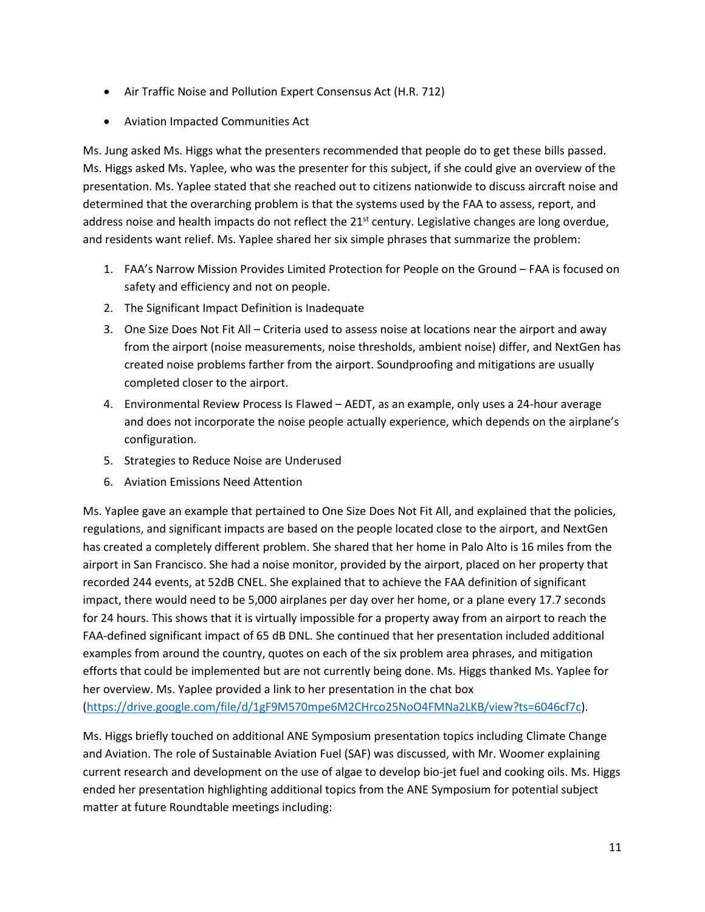- Air Traffic Noise and Pollution Expert Consensus Act (H.R. 712)
- Aviation Impacted Communities Act

Ms. Jung asked Ms. Higgs what the presenters recommended that people do to get these bills passed. Ms. Higgs asked Ms. Yaplee, who was the presenter for this subject, if she could give an overview of the presentation. Ms. Yaplee stated that she reached out to citizens nationwide to discuss aircraft noise and determined that the overarching problem is that the systems used by the FAA to assess, report, and address noise and health impacts do not reflect the 21st century. Legislative changes are long overdue, and residents want relief. Ms. Yaplee shared her six simple phrases that summarize the problem:

1. FAA's Narrow Mission Provides Limited Protection for People on the Ground – FAA is focused on safety and efficiency and not on people.
2. The Significant Impact Definition is Inadequate
3. One Size Does Not Fit All – Criteria used to assess noise at locations near the airport and away from the airport (noise measurements, noise thresholds, ambient noise) differ, and NextGen has created noise problems farther from the airport. Soundproofing and mitigations are usually completed closer to the airport.
4. Environmental Review Process Is Flawed – AEDT, as an example, only uses a 24-hour average and does not incorporate the noise people actually experience, which depends on the airplane's configuration.
5. Strategies to Reduce Noise are Underused
6. Aviation Emissions Need Attention

Ms. Yaplee gave an example that pertained to One Size Does Not Fit All, and explained that the policies, regulations, and significant impacts are based on the people located close to the airport, and NextGen has created a completely different problem. She shared that her home in Palo Alto is 16 miles from the airport in San Francisco. She had a noise monitor, provided by the airport, placed on her property that recorded 244 events, at 52dB CNEL. She explained that to achieve the FAA definition of significant impact, there would need to be 5,000 airplanes per day over her home, or a plane every 17.7 seconds for 24 hours. This shows that it is virtually impossible for a property away from an airport to reach the FAA-defined significant impact of 65 dB DNL. She continued that her presentation included additional examples from around the country, quotes on each of the six problem area phrases, and mitigation efforts that could be implemented but are not currently being done. Ms. Higgs thanked Ms. Yaplee for her overview. Ms. Yaplee provided a link to her presentation in the chat box (https://drive.google.com/file/d/1gF9M570mpe6M2CHrco25NoO4FMNa2LKB/view?ts=6046cf7c).

Ms. Higgs briefly touched on additional ANE Symposium presentation topics including Climate Change and Aviation. The role of Sustainable Aviation Fuel (SAF) was discussed, with Mr. Woomer explaining current research and development on the use of algae to develop bio-jet fuel and cooking oils. Ms. Higgs ended her presentation highlighting additional topics from the ANE Symposium for potential subject matter at future Roundtable meetings including: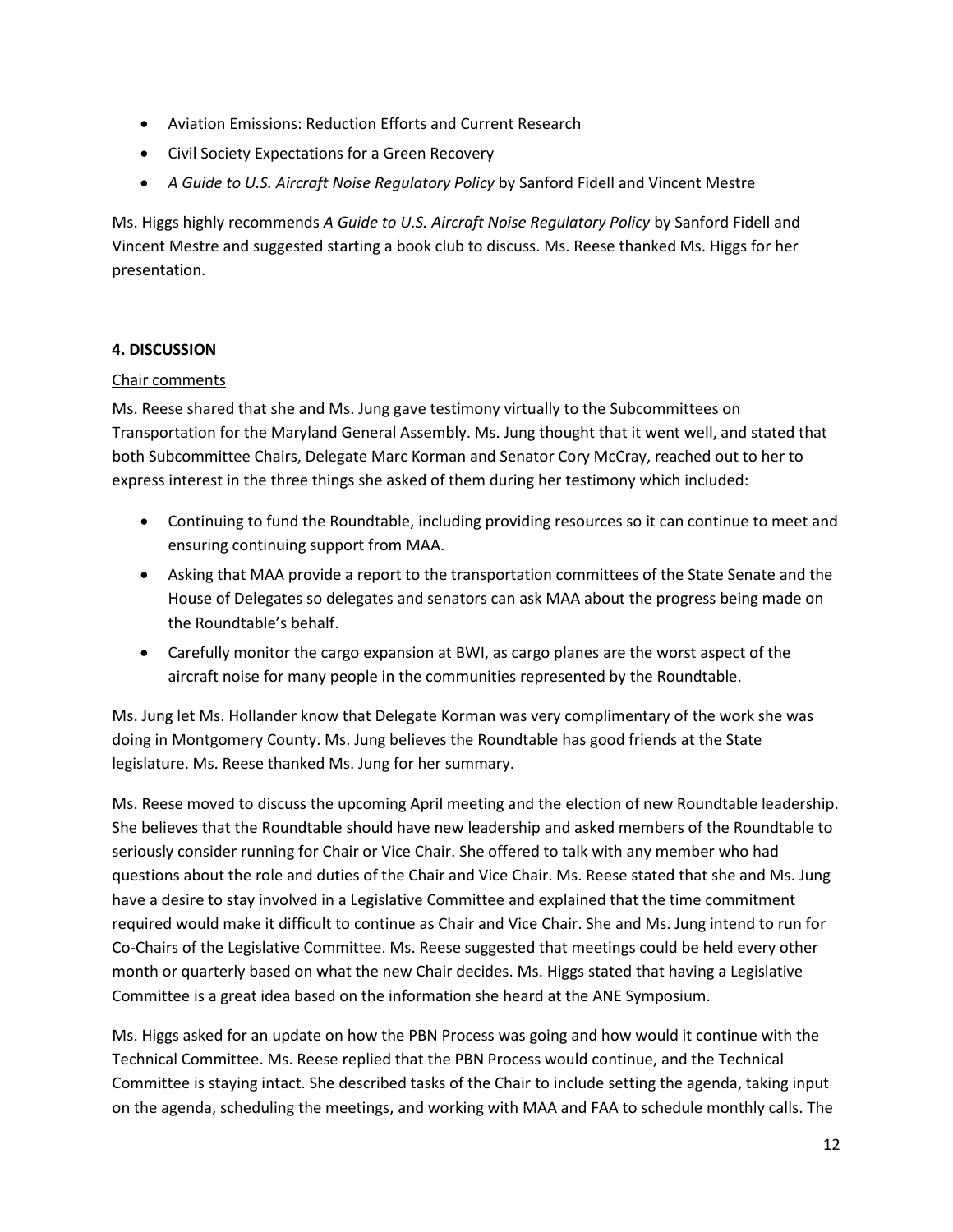- Aviation Emissions: Reduction Efforts and Current Research
- Civil Society Expectations for a Green Recovery
- *A Guide to U.S. Aircraft Noise Regulatory Policy* by Sanford Fidell and Vincent Mestre

Ms. Higgs highly recommends *A Guide to U.S. Aircraft Noise Regulatory Policy* by Sanford Fidell and Vincent Mestre and suggested starting a book club to discuss. Ms. Reese thanked Ms. Higgs for her presentation.

**4. DISCUSSION**

Chair comments

Ms. Reese shared that she and Ms. Jung gave testimony virtually to the Subcommittees on Transportation for the Maryland General Assembly. Ms. Jung thought that it went well, and stated that both Subcommittee Chairs, Delegate Marc Korman and Senator Cory McCray, reached out to her to express interest in the three things she asked of them during her testimony which included:

- Continuing to fund the Roundtable, including providing resources so it can continue to meet and ensuring continuing support from MAA.
- Asking that MAA provide a report to the transportation committees of the State Senate and the House of Delegates so delegates and senators can ask MAA about the progress being made on the Roundtable's behalf.
- Carefully monitor the cargo expansion at BWI, as cargo planes are the worst aspect of the aircraft noise for many people in the communities represented by the Roundtable.

Ms. Jung let Ms. Hollander know that Delegate Korman was very complimentary of the work she was doing in Montgomery County. Ms. Jung believes the Roundtable has good friends at the State legislature. Ms. Reese thanked Ms. Jung for her summary.

Ms. Reese moved to discuss the upcoming April meeting and the election of new Roundtable leadership. She believes that the Roundtable should have new leadership and asked members of the Roundtable to seriously consider running for Chair or Vice Chair. She offered to talk with any member who had questions about the role and duties of the Chair and Vice Chair. Ms. Reese stated that she and Ms. Jung have a desire to stay involved in a Legislative Committee and explained that the time commitment required would make it difficult to continue as Chair and Vice Chair. She and Ms. Jung intend to run for Co-Chairs of the Legislative Committee. Ms. Reese suggested that meetings could be held every other month or quarterly based on what the new Chair decides. Ms. Higgs stated that having a Legislative Committee is a great idea based on the information she heard at the ANE Symposium.

Ms. Higgs asked for an update on how the PBN Process was going and how would it continue with the Technical Committee. Ms. Reese replied that the PBN Process would continue, and the Technical Committee is staying intact. She described tasks of the Chair to include setting the agenda, taking input on the agenda, scheduling the meetings, and working with MAA and FAA to schedule monthly calls. The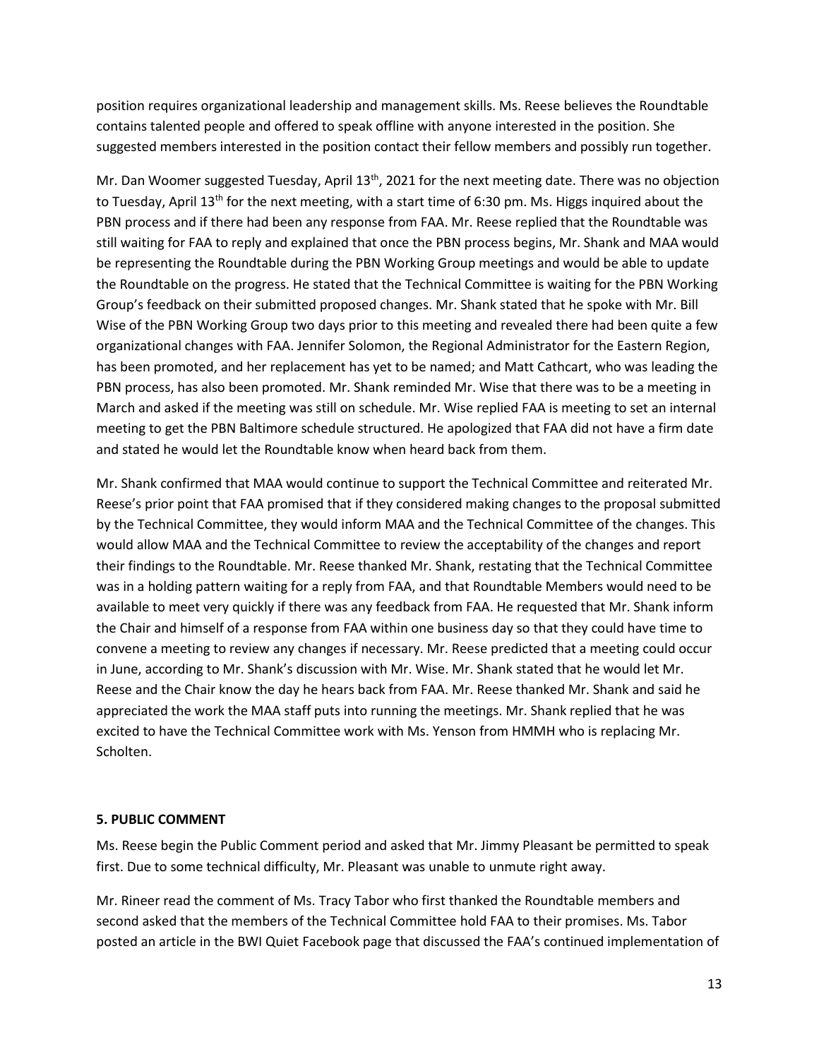position requires organizational leadership and management skills. Ms. Reese believes the Roundtable contains talented people and offered to speak offline with anyone interested in the position. She suggested members interested in the position contact their fellow members and possibly run together.

Mr. Dan Woomer suggested Tuesday, April 13th, 2021 for the next meeting date. There was no objection to Tuesday, April 13th for the next meeting, with a start time of 6:30 pm. Ms. Higgs inquired about the PBN process and if there had been any response from FAA. Mr. Reese replied that the Roundtable was still waiting for FAA to reply and explained that once the PBN process begins, Mr. Shank and MAA would be representing the Roundtable during the PBN Working Group meetings and would be able to update the Roundtable on the progress. He stated that the Technical Committee is waiting for the PBN Working Group's feedback on their submitted proposed changes. Mr. Shank stated that he spoke with Mr. Bill Wise of the PBN Working Group two days prior to this meeting and revealed there had been quite a few organizational changes with FAA. Jennifer Solomon, the Regional Administrator for the Eastern Region, has been promoted, and her replacement has yet to be named; and Matt Cathcart, who was leading the PBN process, has also been promoted. Mr. Shank reminded Mr. Wise that there was to be a meeting in March and asked if the meeting was still on schedule. Mr. Wise replied FAA is meeting to set an internal meeting to get the PBN Baltimore schedule structured. He apologized that FAA did not have a firm date and stated he would let the Roundtable know when heard back from them.

Mr. Shank confirmed that MAA would continue to support the Technical Committee and reiterated Mr. Reese's prior point that FAA promised that if they considered making changes to the proposal submitted by the Technical Committee, they would inform MAA and the Technical Committee of the changes. This would allow MAA and the Technical Committee to review the acceptability of the changes and report their findings to the Roundtable. Mr. Reese thanked Mr. Shank, restating that the Technical Committee was in a holding pattern waiting for a reply from FAA, and that Roundtable Members would need to be available to meet very quickly if there was any feedback from FAA. He requested that Mr. Shank inform the Chair and himself of a response from FAA within one business day so that they could have time to convene a meeting to review any changes if necessary. Mr. Reese predicted that a meeting could occur in June, according to Mr. Shank's discussion with Mr. Wise. Mr. Shank stated that he would let Mr. Reese and the Chair know the day he hears back from FAA. Mr. Reese thanked Mr. Shank and said he appreciated the work the MAA staff puts into running the meetings. Mr. Shank replied that he was excited to have the Technical Committee work with Ms. Yenson from HMMH who is replacing Mr. Scholten.

**5. PUBLIC COMMENT**

Ms. Reese begin the Public Comment period and asked that Mr. Jimmy Pleasant be permitted to speak first. Due to some technical difficulty, Mr. Pleasant was unable to unmute right away.

Mr. Rineer read the comment of Ms. Tracy Tabor who first thanked the Roundtable members and second asked that the members of the Technical Committee hold FAA to their promises. Ms. Tabor posted an article in the BWI Quiet Facebook page that discussed the FAA's continued implementation of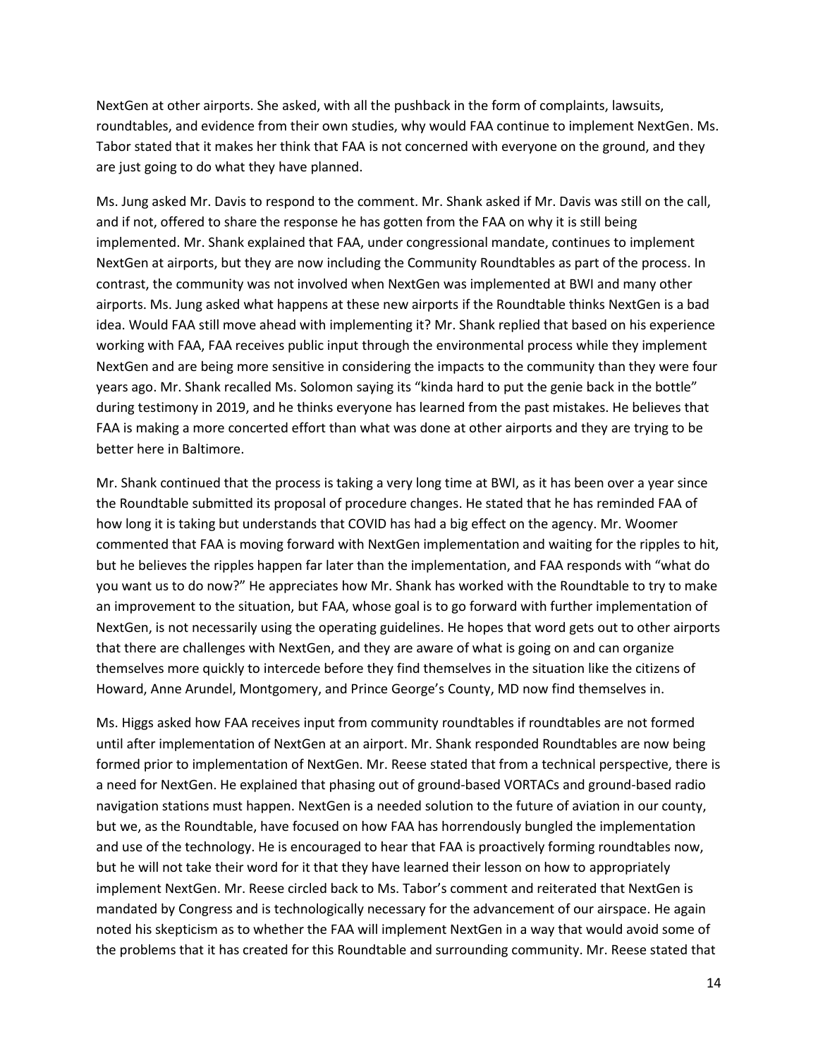NextGen at other airports. She asked, with all the pushback in the form of complaints, lawsuits, roundtables, and evidence from their own studies, why would FAA continue to implement NextGen. Ms. Tabor stated that it makes her think that FAA is not concerned with everyone on the ground, and they are just going to do what they have planned.

Ms. Jung asked Mr. Davis to respond to the comment. Mr. Shank asked if Mr. Davis was still on the call, and if not, offered to share the response he has gotten from the FAA on why it is still being implemented. Mr. Shank explained that FAA, under congressional mandate, continues to implement NextGen at airports, but they are now including the Community Roundtables as part of the process. In contrast, the community was not involved when NextGen was implemented at BWI and many other airports. Ms. Jung asked what happens at these new airports if the Roundtable thinks NextGen is a bad idea. Would FAA still move ahead with implementing it? Mr. Shank replied that based on his experience working with FAA, FAA receives public input through the environmental process while they implement NextGen and are being more sensitive in considering the impacts to the community than they were four years ago. Mr. Shank recalled Ms. Solomon saying its "kinda hard to put the genie back in the bottle" during testimony in 2019, and he thinks everyone has learned from the past mistakes. He believes that FAA is making a more concerted effort than what was done at other airports and they are trying to be better here in Baltimore.

Mr. Shank continued that the process is taking a very long time at BWI, as it has been over a year since the Roundtable submitted its proposal of procedure changes. He stated that he has reminded FAA of how long it is taking but understands that COVID has had a big effect on the agency. Mr. Woomer commented that FAA is moving forward with NextGen implementation and waiting for the ripples to hit, but he believes the ripples happen far later than the implementation, and FAA responds with "what do you want us to do now?" He appreciates how Mr. Shank has worked with the Roundtable to try to make an improvement to the situation, but FAA, whose goal is to go forward with further implementation of NextGen, is not necessarily using the operating guidelines. He hopes that word gets out to other airports that there are challenges with NextGen, and they are aware of what is going on and can organize themselves more quickly to intercede before they find themselves in the situation like the citizens of Howard, Anne Arundel, Montgomery, and Prince George's County, MD now find themselves in.

Ms. Higgs asked how FAA receives input from community roundtables if roundtables are not formed until after implementation of NextGen at an airport. Mr. Shank responded Roundtables are now being formed prior to implementation of NextGen. Mr. Reese stated that from a technical perspective, there is a need for NextGen. He explained that phasing out of ground-based VORTACs and ground-based radio navigation stations must happen. NextGen is a needed solution to the future of aviation in our county, but we, as the Roundtable, have focused on how FAA has horrendously bungled the implementation and use of the technology. He is encouraged to hear that FAA is proactively forming roundtables now, but he will not take their word for it that they have learned their lesson on how to appropriately implement NextGen. Mr. Reese circled back to Ms. Tabor's comment and reiterated that NextGen is mandated by Congress and is technologically necessary for the advancement of our airspace. He again noted his skepticism as to whether the FAA will implement NextGen in a way that would avoid some of the problems that it has created for this Roundtable and surrounding community. Mr. Reese stated that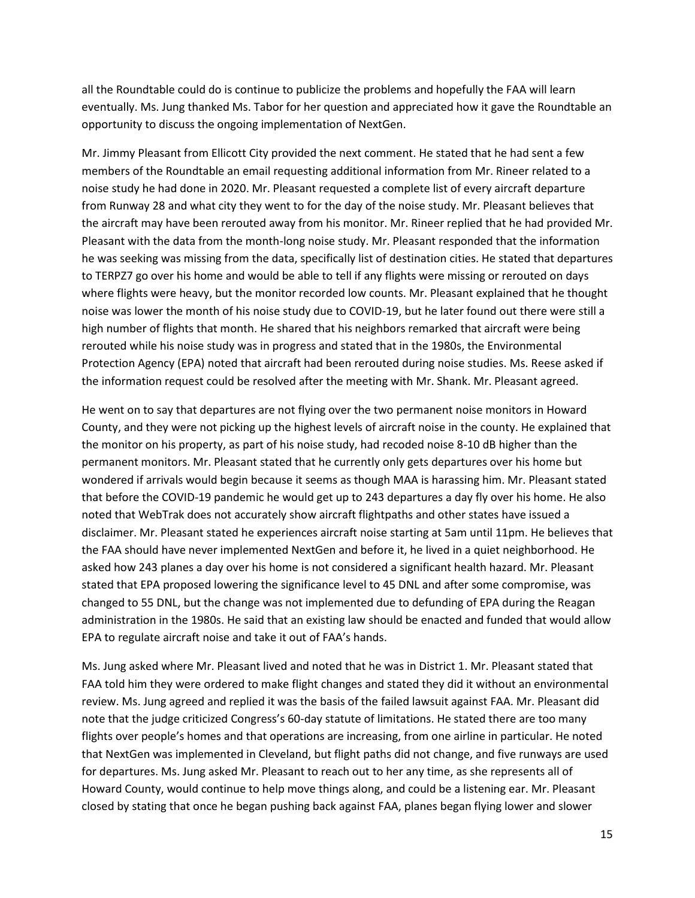all the Roundtable could do is continue to publicize the problems and hopefully the FAA will learn eventually. Ms. Jung thanked Ms. Tabor for her question and appreciated how it gave the Roundtable an opportunity to discuss the ongoing implementation of NextGen.

Mr. Jimmy Pleasant from Ellicott City provided the next comment. He stated that he had sent a few members of the Roundtable an email requesting additional information from Mr. Rineer related to a noise study he had done in 2020. Mr. Pleasant requested a complete list of every aircraft departure from Runway 28 and what city they went to for the day of the noise study. Mr. Pleasant believes that the aircraft may have been rerouted away from his monitor. Mr. Rineer replied that he had provided Mr. Pleasant with the data from the month-long noise study. Mr. Pleasant responded that the information he was seeking was missing from the data, specifically list of destination cities. He stated that departures to TERPZ7 go over his home and would be able to tell if any flights were missing or rerouted on days where flights were heavy, but the monitor recorded low counts. Mr. Pleasant explained that he thought noise was lower the month of his noise study due to COVID-19, but he later found out there were still a high number of flights that month. He shared that his neighbors remarked that aircraft were being rerouted while his noise study was in progress and stated that in the 1980s, the Environmental Protection Agency (EPA) noted that aircraft had been rerouted during noise studies. Ms. Reese asked if the information request could be resolved after the meeting with Mr. Shank. Mr. Pleasant agreed.

He went on to say that departures are not flying over the two permanent noise monitors in Howard County, and they were not picking up the highest levels of aircraft noise in the county. He explained that the monitor on his property, as part of his noise study, had recoded noise 8-10 dB higher than the permanent monitors. Mr. Pleasant stated that he currently only gets departures over his home but wondered if arrivals would begin because it seems as though MAA is harassing him. Mr. Pleasant stated that before the COVID-19 pandemic he would get up to 243 departures a day fly over his home. He also noted that WebTrak does not accurately show aircraft flightpaths and other states have issued a disclaimer. Mr. Pleasant stated he experiences aircraft noise starting at 5am until 11pm. He believes that the FAA should have never implemented NextGen and before it, he lived in a quiet neighborhood. He asked how 243 planes a day over his home is not considered a significant health hazard. Mr. Pleasant stated that EPA proposed lowering the significance level to 45 DNL and after some compromise, was changed to 55 DNL, but the change was not implemented due to defunding of EPA during the Reagan administration in the 1980s. He said that an existing law should be enacted and funded that would allow EPA to regulate aircraft noise and take it out of FAA's hands.

Ms. Jung asked where Mr. Pleasant lived and noted that he was in District 1. Mr. Pleasant stated that FAA told him they were ordered to make flight changes and stated they did it without an environmental review. Ms. Jung agreed and replied it was the basis of the failed lawsuit against FAA. Mr. Pleasant did note that the judge criticized Congress's 60-day statute of limitations. He stated there are too many flights over people's homes and that operations are increasing, from one airline in particular. He noted that NextGen was implemented in Cleveland, but flight paths did not change, and five runways are used for departures. Ms. Jung asked Mr. Pleasant to reach out to her any time, as she represents all of Howard County, would continue to help move things along, and could be a listening ear. Mr. Pleasant closed by stating that once he began pushing back against FAA, planes began flying lower and slower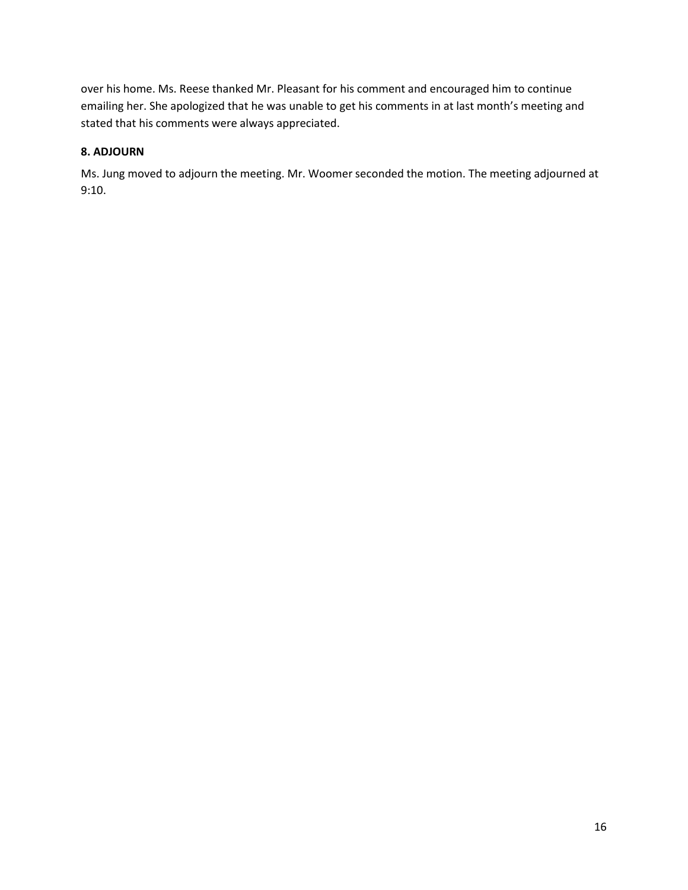over his home. Ms. Reese thanked Mr. Pleasant for his comment and encouraged him to continue emailing her. She apologized that he was unable to get his comments in at last month's meeting and stated that his comments were always appreciated.

## 8. ADJOURN

Ms. Jung moved to adjourn the meeting. Mr. Woomer seconded the motion. The meeting adjourned at 9:10.